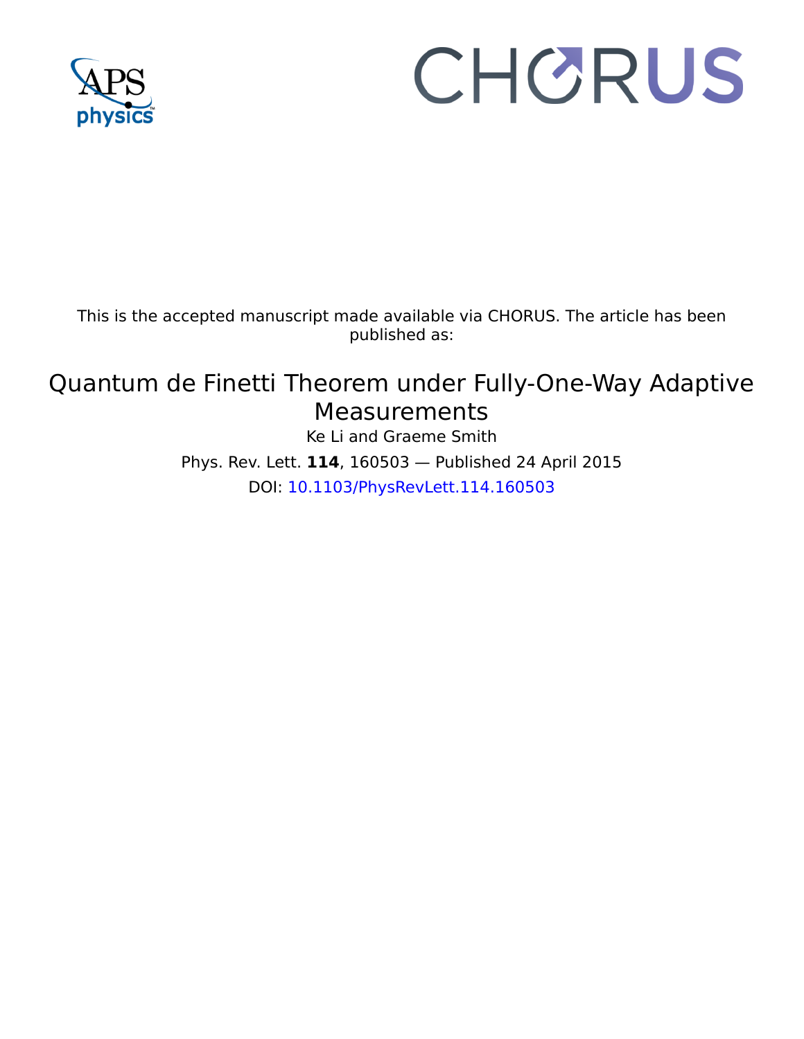This is the accepted manuscript made available via CHORUS. The article has been published as:

# Quantum de Finetti Theorem under Fully-One-Way Adaptive Measurements

Ke Li and Graeme Smith

Phys. Rev. Lett. **114**, 160503 — Published 24 April 2015

DOI: 10.1103/PhysRevLett.114.160503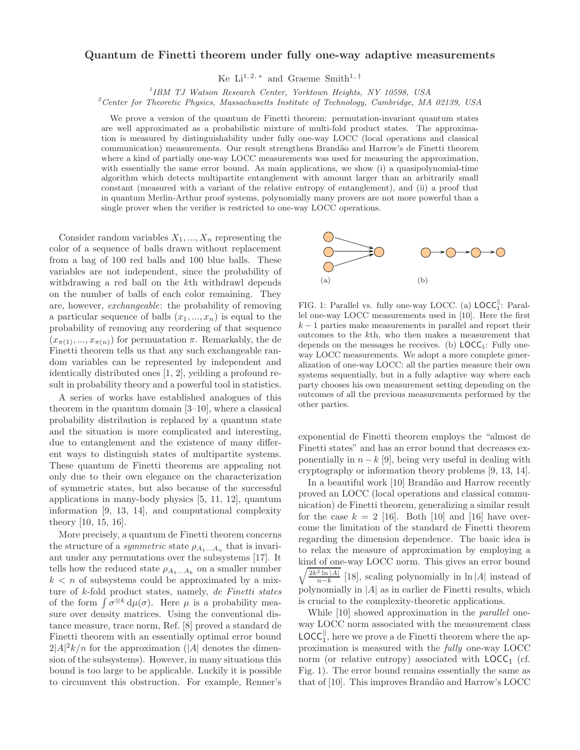# Quantum de Finetti theorem under fully one-way adaptive measurements

Ke Li[1,2,*] and Graeme Smith[1,†]

[1] IBM TJ Watson Research Center, Yorktown Heights, NY 10598, USA
[2] Center for Theoretic Physics, Massachusetts Institute of Technology, Cambridge, MA 02139, USA

We prove a version of the quantum de Finetti theorem: permutation-invariant quantum states are well approximated as a probabilistic mixture of multi-fold product states. The approximation is measured by distinguishability under fully one-way LOCC (local operations and classical communication) measurements. Our result strengthens Brandão and Harrow's de Finetti theorem where a kind of partially one-way LOCC measurements was used for measuring the approximation, with essentially the same error bound. As main applications, we show (i) a quasipolynomial-time algorithm which detects multipartite entanglement with amount larger than an arbitrarily small constant (measured with a variant of the relative entropy of entanglement), and (ii) a proof that in quantum Merlin-Arthur proof systems, polynomially many provers are not more powerful than a single prover when the verifier is restricted to one-way LOCC operations.

Consider random variables $X_1, ..., X_n$ representing the color of a sequence of balls drawn without replacement from a bag of 100 red balls and 100 blue balls. These variables are not independent, since the probability of withdrawing a red ball on the $k$th withdrawl depends on the number of balls of each color remaining. They are, however, *exchangeable*: the probability of removing a particular sequence of balls $(x_1, ..., x_n)$ is equal to the probability of removing any reordering of that sequence $(x_{\pi(1)}, ..., x_{\pi(n)})$ for permuatation $\pi$. Remarkably, the de Finetti theorem tells us that any such exchangeable random variables can be represented by independent and identically distributed ones [1, 2], yeilding a profound result in probability theory and a powerful tool in statistics.

A series of works have established analogues of this theorem in the quantum domain [3–10], where a classical probability distribution is replaced by a quantum state and the situation is more complicated and interesting, due to entanglement and the existence of many different ways to distinguish states of multipartite systems. These quantum de Finetti theorems are appealing not only due to their own elegance on the characterization of symmetric states, but also because of the successful applications in many-body physics [5, 11, 12], quantum information [9, 13, 14], and computational complexity theory [10, 15, 16].

More precisely, a quantum de Finetti theorem concerns the structure of a *symmetric* state $\rho_{A_1...A_n}$ that is invariant under any permutations over the subsystems [17]. It tells how the reduced state $\rho_{A_1...A_k}$ on a smaller number $k < n$ of subsystems could be approximated by a mixture of $k$-fold product states, namely, *de Finetti states* of the form $\int \sigma^{\otimes k} \mathrm{d}\mu(\sigma)$. Here $\mu$ is a probability measure over density matrices. Using the conventional distance measure, trace norm, Ref. [8] proved a standard de Finetti theorem with an essentially optimal error bound $2|A|^2k/n$ for the approximation ($|A|$ denotes the dimension of the subsystems). However, in many situations this bound is too large to be applicable. Luckily it is possible to circumvent this obstruction. For example, Renner's exponential de Finetti theorem employs the "almost de Finetti states" and has an error bound that decreases exponentially in $n-k$ [9], being very useful in dealing with cryptography or information theory problems [9, 13, 14].

FIG. 1: Parallel vs. fully one-way LOCC. (a) $\mathsf{LOCC}_1^{\parallel}$: Parallel one-way LOCC measurements used in [10]. Here the first $k-1$ parties make measurements in parallel and report their outcomes to the $k$th, who then makes a measurement that depends on the messages he receives. (b) $\mathsf{LOCC}_1$: Fully one-way LOCC measurements. We adopt a more complete generalization of one-way LOCC: all the parties measure their own systems sequentially, but in a fully adaptive way where each party chooses his own measurement setting depending on the outcomes of all the previous measurements performed by the other parties.

In a beautiful work [10] Brandão and Harrow recently proved an LOCC (local operations and classical communication) de Finetti theorem, generalizing a similar result for the case $k = 2$ [16]. Both [10] and [16] have overcome the limitation of the standard de Finetti theorem regarding the dimension dependence. The basic idea is to relax the measure of approximation by employing a kind of one-way LOCC norm. This gives an error bound $\sqrt{\frac{2k^2 \ln |A|}{n-k}}$ [18], scaling polynomially in $\ln |A|$ instead of polynomially in $|A|$ as in earlier de Finetti results, which is crucial to the complexity-theoretic applications.

While [10] showed approximation in the *parallel* one-way LOCC norm associated with the measurement class $\mathsf{LOCC}_1^{\parallel}$, here we prove a de Finetti theorem where the approximation is measured with the *fully* one-way LOCC norm (or relative entropy) associated with $\mathsf{LOCC}_1$ (cf. Fig. 1). The error bound remains essentially the same as that of [10]. This improves Brandão and Harrow's LOCC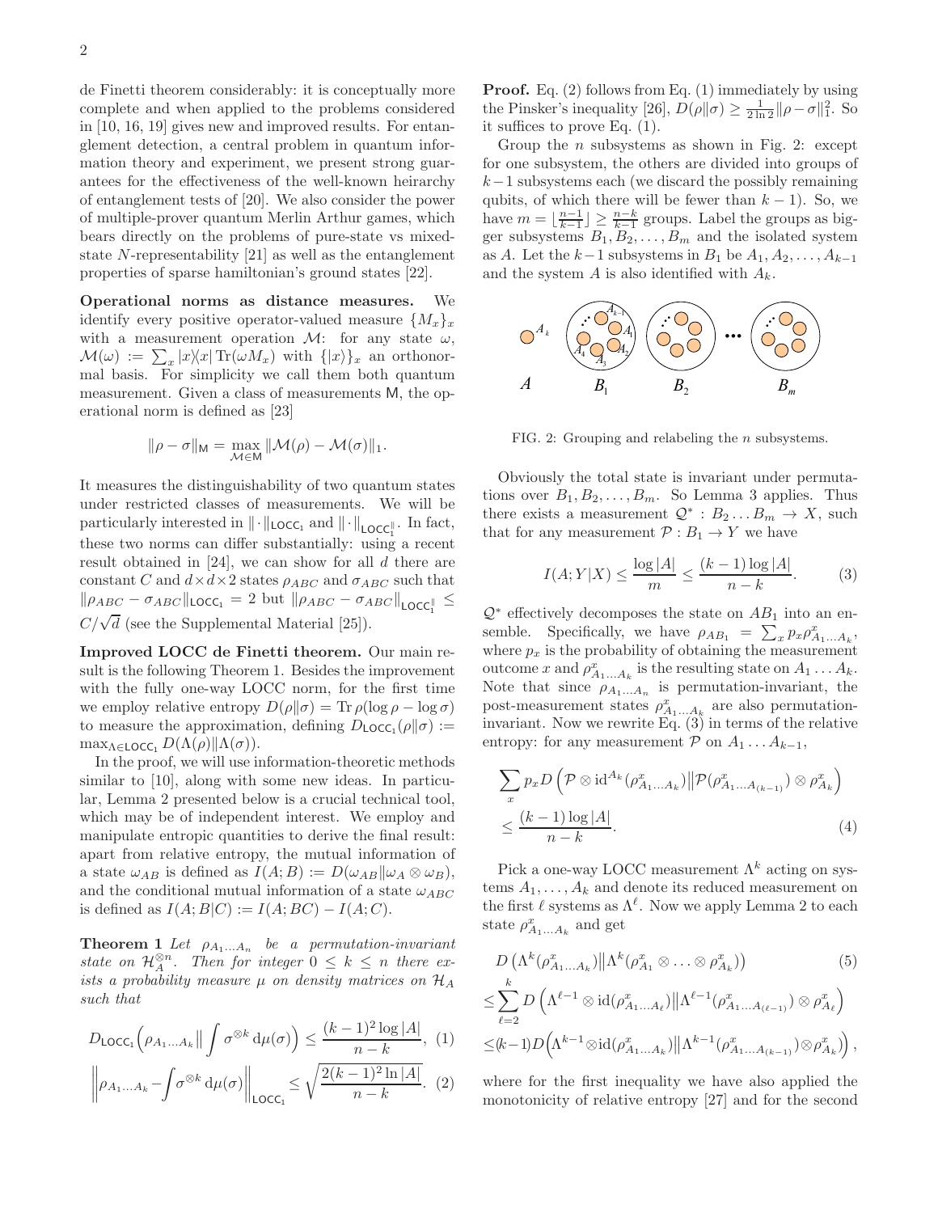de Finetti theorem considerably: it is conceptually more complete and when applied to the problems considered in [10, 16, 19] gives new and improved results. For entanglement detection, a central problem in quantum information theory and experiment, we present strong guarantees for the effectiveness of the well-known heirarchy of entanglement tests of [20]. We also consider the power of multiple-prover quantum Merlin Arthur games, which bears directly on the problems of pure-state vs mixed-state $N$-representability [21] as well as the entanglement properties of sparse hamiltonian's ground states [22].

**Operational norms as distance measures.** We identify every positive operator-valued measure $\{M_x\}_x$ with a measurement operation $\mathcal{M}$: for any state $\omega$, $\mathcal{M}(\omega) := \sum_x |x\rangle\langle x| \operatorname{Tr}(\omega M_x)$ with $\{|x\rangle\}_x$ an orthonormal basis. For simplicity we call them both quantum measurement. Given a class of measurements $\mathsf{M}$, the operational norm is defined as [23]

$$\|\rho - \sigma\|_{\mathsf{M}} = \max_{\mathcal{M}\in\mathsf{M}} \|\mathcal{M}(\rho) - \mathcal{M}(\sigma)\|_1.$$

It measures the distinguishability of two quantum states under restricted classes of measurements. We will be particularly interested in $\|\cdot\|_{\mathsf{LOCC}_1}$ and $\|\cdot\|_{\mathsf{LOCC}_1^{\parallel}}$. In fact, these two norms can differ substantially: using a recent result obtained in [24], we can show for all $d$ there are constant $C$ and $d\times d\times 2$ states $\rho_{ABC}$ and $\sigma_{ABC}$ such that $\|\rho_{ABC} - \sigma_{ABC}\|_{\mathsf{LOCC}_1} = 2$ but $\|\rho_{ABC} - \sigma_{ABC}\|_{\mathsf{LOCC}_1^{\parallel}} \leq C/\sqrt{d}$ (see the Supplemental Material [25]).

**Improved LOCC de Finetti theorem.** Our main result is the following Theorem 1. Besides the improvement with the fully one-way LOCC norm, for the first time we employ relative entropy $D(\rho\|\sigma) = \operatorname{Tr}\rho(\log\rho - \log\sigma)$ to measure the approximation, defining $D_{\mathsf{LOCC}_1}(\rho\|\sigma) := \max_{\Lambda\in\mathsf{LOCC}_1} D(\Lambda(\rho)\|\Lambda(\sigma))$.

In the proof, we will use information-theoretic methods similar to [10], along with some new ideas. In particular, Lemma 2 presented below is a crucial technical tool, which may be of independent interest. We employ and manipulate entropic quantities to derive the final result: apart from relative entropy, the mutual information of a state $\omega_{AB}$ is defined as $I(A;B) := D(\omega_{AB}\|\omega_A\otimes\omega_B)$, and the conditional mutual information of a state $\omega_{ABC}$ is defined as $I(A;B|C) := I(A;BC) - I(A;C)$.

**Theorem 1** *Let $\rho_{A_1\ldots A_n}$ be a permutation-invariant state on $\mathcal{H}_A^{\otimes n}$. Then for integer $0 \leq k \leq n$ there exists a probability measure $\mu$ on density matrices on $\mathcal{H}_A$ such that*

$$D_{\mathsf{LOCC}_1}\Big(\rho_{A_1\ldots A_k}\Big\| \int \sigma^{\otimes k}\,\mathrm{d}\mu(\sigma)\Big) \leq \frac{(k-1)^2\log|A|}{n-k}, \quad (1)$$

$$\Big\|\rho_{A_1\ldots A_k} - \int \sigma^{\otimes k}\,\mathrm{d}\mu(\sigma)\Big\|_{\mathsf{LOCC}_1} \leq \sqrt{\frac{2(k-1)^2\ln|A|}{n-k}}. \quad (2)$$

**Proof.** Eq. (2) follows from Eq. (1) immediately by using the Pinsker's inequality [26], $D(\rho\|\sigma) \geq \frac{1}{2\ln 2}\|\rho-\sigma\|_1^2$. So it suffices to prove Eq. (1).

Group the $n$ subsystems as shown in Fig. 2: except for one subsystem, the others are divided into groups of $k-1$ subsystems each (we discard the possibly remaining qubits, of which there will be fewer than $k-1$). So, we have $m = \lfloor\frac{n-1}{k-1}\rfloor \geq \frac{n-k}{k-1}$ groups. Label the groups as bigger subsystems $B_1, B_2, \ldots, B_m$ and the isolated system as $A$. Let the $k-1$ subsystems in $B_1$ be $A_1, A_2, \ldots, A_{k-1}$ and the system $A$ is also identified with $A_k$.

FIG. 2: Grouping and relabeling the $n$ subsystems.

Obviously the total state is invariant under permutations over $B_1, B_2, \ldots, B_m$. So Lemma 3 applies. Thus there exists a measurement $\mathcal{Q}^* : B_2\ldots B_m \to X$, such that for any measurement $\mathcal{P} : B_1 \to Y$ we have

$$I(A;Y|X) \leq \frac{\log|A|}{m} \leq \frac{(k-1)\log|A|}{n-k}. \quad (3)$$

$\mathcal{Q}^*$ effectively decomposes the state on $AB_1$ into an ensemble. Specifically, we have $\rho_{AB_1} = \sum_x p_x \rho^x_{A_1\ldots A_k}$, where $p_x$ is the probability of obtaining the measurement outcome $x$ and $\rho^x_{A_1\ldots A_k}$ is the resulting state on $A_1\ldots A_k$. Note that since $\rho_{A_1\ldots A_n}$ is permutation-invariant, the post-measurement states $\rho^x_{A_1\ldots A_k}$ are also permutation-invariant. Now we rewrite Eq. (3) in terms of the relative entropy: for any measurement $\mathcal{P}$ on $A_1\ldots A_{k-1}$,

$$\sum_x p_x D\left(\mathcal{P}\otimes\mathrm{id}^{A_k}(\rho^x_{A_1\ldots A_k})\big\|\mathcal{P}(\rho^x_{A_1\ldots A_{(k-1)}})\otimes\rho^x_{A_k}\right) \leq \frac{(k-1)\log|A|}{n-k}. \quad (4)$$

Pick a one-way LOCC measurement $\Lambda^k$ acting on systems $A_1,\ldots,A_k$ and denote its reduced measurement on the first $\ell$ systems as $\Lambda^\ell$. Now we apply Lemma 2 to each state $\rho^x_{A_1\ldots A_k}$ and get

$$\begin{aligned}
& D\left(\Lambda^k(\rho^x_{A_1\ldots A_k})\big\|\Lambda^k(\rho^x_{A_1}\otimes\ldots\otimes\rho^x_{A_k})\right) \quad (5)\\
\leq & \sum_{\ell=2}^k D\left(\Lambda^{\ell-1}\otimes\mathrm{id}(\rho^x_{A_1\ldots A_\ell})\big\|\Lambda^{\ell-1}(\rho^x_{A_1\ldots A_{(\ell-1)}})\otimes\rho^x_{A_\ell}\right)\\
\leq & (k-1) D\left(\Lambda^{k-1}\otimes\mathrm{id}(\rho^x_{A_1\ldots A_k})\big\|\Lambda^{k-1}(\rho^x_{A_1\ldots A_{(k-1)}})\otimes\rho^x_{A_k}\right),
\end{aligned}$$

where for the first inequality we have also applied the monotonicity of relative entropy [27] and for the second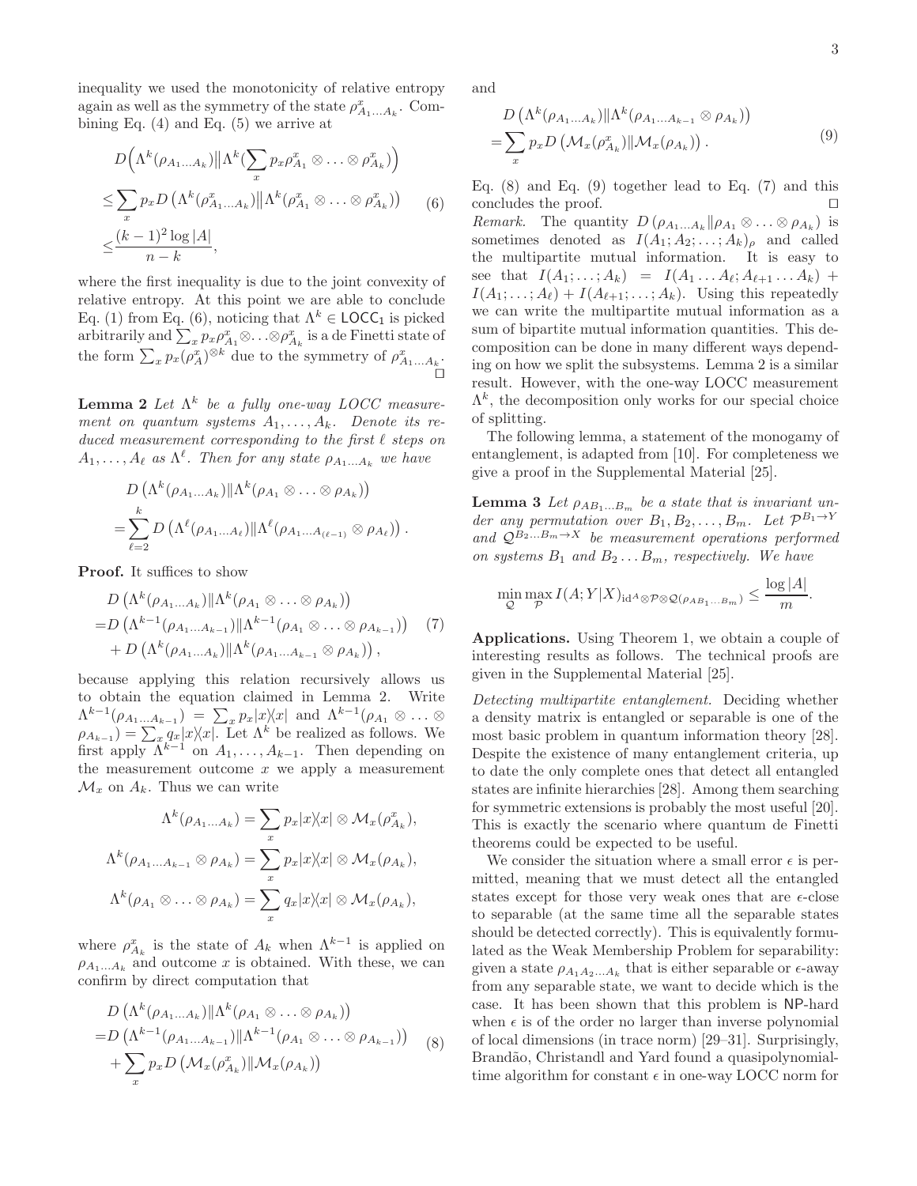inequality we used the monotonicity of relative entropy again as well as the symmetry of the state $\rho^x_{A_1\ldots A_k}$. Combining Eq. (4) and Eq. (5) we arrive at

$$
\begin{aligned}
&D\Big(\Lambda^k(\rho_{A_1\ldots A_k})\big\|\Lambda^k(\sum_x p_x\rho^x_{A_1}\otimes\ldots\otimes\rho^x_{A_k})\Big)\\
\leq&\sum_x p_x D\left(\Lambda^k(\rho^x_{A_1\ldots A_k})\big\|\Lambda^k(\rho^x_{A_1}\otimes\ldots\otimes\rho^x_{A_k})\right)\\
\leq&\frac{(k-1)^2\log|A|}{n-k},
\end{aligned}
\tag{6}
$$

where the first inequality is due to the joint convexity of relative entropy. At this point we are able to conclude Eq. (1) from Eq. (6), noticing that $\Lambda^k\in\mathsf{LOCC}_1$ is picked arbitrarily and $\sum_x p_x\rho^x_{A_1}\otimes\ldots\otimes\rho^x_{A_k}$ is a de Finetti state of the form $\sum_x p_x(\rho^x_A)^{\otimes k}$ due to the symmetry of $\rho^x_{A_1\ldots A_k}$. $\square$

**Lemma 2** *Let $\Lambda^k$ be a fully one-way LOCC measurement on quantum systems $A_1,\ldots,A_k$. Denote its reduced measurement corresponding to the first $\ell$ steps on $A_1,\ldots,A_\ell$ as $\Lambda^\ell$. Then for any state $\rho_{A_1\ldots A_k}$ we have*

$$
\begin{aligned}
&D\left(\Lambda^k(\rho_{A_1\ldots A_k})\|\Lambda^k(\rho_{A_1}\otimes\ldots\otimes\rho_{A_k})\right)\\
=&\sum_{\ell=2}^k D\left(\Lambda^\ell(\rho_{A_1\ldots A_\ell})\|\Lambda^\ell(\rho_{A_1\ldots A_{(\ell-1)}}\otimes\rho_{A_\ell})\right).
\end{aligned}
$$

**Proof.** It suffices to show

$$
\begin{aligned}
&D\left(\Lambda^k(\rho_{A_1\ldots A_k})\|\Lambda^k(\rho_{A_1}\otimes\ldots\otimes\rho_{A_k})\right)\\
=&D\left(\Lambda^{k-1}(\rho_{A_1\ldots A_{k-1}})\|\Lambda^{k-1}(\rho_{A_1}\otimes\ldots\otimes\rho_{A_{k-1}})\right)\\
&+D\left(\Lambda^k(\rho_{A_1\ldots A_k})\|\Lambda^k(\rho_{A_1\ldots A_{k-1}}\otimes\rho_{A_k})\right),
\end{aligned}
\tag{7}
$$

because applying this relation recursively allows us to obtain the equation claimed in Lemma 2. Write $\Lambda^{k-1}(\rho_{A_1\ldots A_{k-1}})=\sum_x p_x|x\rangle\langle x|$ and $\Lambda^{k-1}(\rho_{A_1}\otimes\ldots\otimes\rho_{A_{k-1}})=\sum_x q_x|x\rangle\langle x|$. Let $\Lambda^k$ be realized as follows. We first apply $\Lambda^{k-1}$ on $A_1,\ldots,A_{k-1}$. Then depending on the measurement outcome $x$ we apply a measurement $\mathcal{M}_x$ on $A_k$. Thus we can write

$$
\begin{aligned}
\Lambda^k(\rho_{A_1\ldots A_k})&=\sum_x p_x|x\rangle\langle x|\otimes\mathcal{M}_x(\rho^x_{A_k}),\\
\Lambda^k(\rho_{A_1\ldots A_{k-1}}\otimes\rho_{A_k})&=\sum_x p_x|x\rangle\langle x|\otimes\mathcal{M}_x(\rho_{A_k}),\\
\Lambda^k(\rho_{A_1}\otimes\ldots\otimes\rho_{A_k})&=\sum_x q_x|x\rangle\langle x|\otimes\mathcal{M}_x(\rho_{A_k}),
\end{aligned}
$$

where $\rho^x_{A_k}$ is the state of $A_k$ when $\Lambda^{k-1}$ is applied on $\rho_{A_1\ldots A_k}$ and outcome $x$ is obtained. With these, we can confirm by direct computation that

$$
\begin{aligned}
&D\left(\Lambda^k(\rho_{A_1\ldots A_k})\|\Lambda^k(\rho_{A_1}\otimes\ldots\otimes\rho_{A_k})\right)\\
=&D\left(\Lambda^{k-1}(\rho_{A_1\ldots A_{k-1}})\|\Lambda^{k-1}(\rho_{A_1}\otimes\ldots\otimes\rho_{A_{k-1}})\right)\\
&+\sum_x p_x D\left(\mathcal{M}_x(\rho^x_{A_k})\|\mathcal{M}_x(\rho_{A_k})\right)
\end{aligned}
\tag{8}
$$

and

$$
\begin{aligned}
&D\left(\Lambda^k(\rho_{A_1\ldots A_k})\|\Lambda^k(\rho_{A_1\ldots A_{k-1}}\otimes\rho_{A_k})\right)\\
=&\sum_x p_x D\left(\mathcal{M}_x(\rho^x_{A_k})\|\mathcal{M}_x(\rho_{A_k})\right).
\end{aligned}
\tag{9}
$$

Eq. (8) and Eq. (9) together lead to Eq. (7) and this concludes the proof. $\square$

*Remark.* The quantity $D\left(\rho_{A_1\ldots A_k}\|\rho_{A_1}\otimes\ldots\otimes\rho_{A_k}\right)$ is sometimes denoted as $I(A_1;A_2;\ldots;A_k)_\rho$ and called the multipartite mutual information. It is easy to see that $I(A_1;\ldots;A_k)=I(A_1\ldots A_\ell;A_{\ell+1}\ldots A_k)+I(A_1;\ldots;A_\ell)+I(A_{\ell+1};\ldots;A_k)$. Using this repeatedly we can write the multipartite mutual information as a sum of bipartite mutual information quantities. This decomposition can be done in many different ways depending on how we split the subsystems. Lemma 2 is a similar result. However, with the one-way LOCC measurement $\Lambda^k$, the decomposition only works for our special choice of splitting.

The following lemma, a statement of the monogamy of entanglement, is adapted from [10]. For completeness we give a proof in the Supplemental Material [25].

**Lemma 3** *Let $\rho_{AB_1\ldots B_m}$ be a state that is invariant under any permutation over $B_1,B_2,\ldots,B_m$. Let $\mathcal{P}^{B_1\to Y}$ and $\mathcal{Q}^{B_2\ldots B_m\to X}$ be measurement operations performed on systems $B_1$ and $B_2\ldots B_m$, respectively. We have*

$$
\min_{\mathcal{Q}}\max_{\mathcal{P}} I(A;Y|X)_{\mathrm{id}^A\otimes\mathcal{P}\otimes\mathcal{Q}(\rho_{AB_1\ldots B_m})}\leq\frac{\log|A|}{m}.
$$

**Applications.** Using Theorem 1, we obtain a couple of interesting results as follows. The technical proofs are given in the Supplemental Material [25].

*Detecting multipartite entanglement.* Deciding whether a density matrix is entangled or separable is one of the most basic problem in quantum information theory [28]. Despite the existence of many entanglement criteria, up to date the only complete ones that detect all entangled states are infinite hierarchies [28]. Among them searching for symmetric extensions is probably the most useful [20]. This is exactly the scenario where quantum de Finetti theorems could be expected to be useful.

We consider the situation where a small error $\epsilon$ is permitted, meaning that we must detect all the entangled states except for those very weak ones that are $\epsilon$-close to separable (at the same time all the separable states should be detected correctly). This is equivalently formulated as the Weak Membership Problem for separability: given a state $\rho_{A_1A_2\ldots A_k}$ that is either separable or $\epsilon$-away from any separable state, we want to decide which is the case. It has been shown that this problem is $\mathsf{NP}$-hard when $\epsilon$ is of the order no larger than inverse polynomial of local dimensions (in trace norm) [29–31]. Surprisingly, Brandão, Christandl and Yard found a quasipolynomial-time algorithm for constant $\epsilon$ in one-way LOCC norm for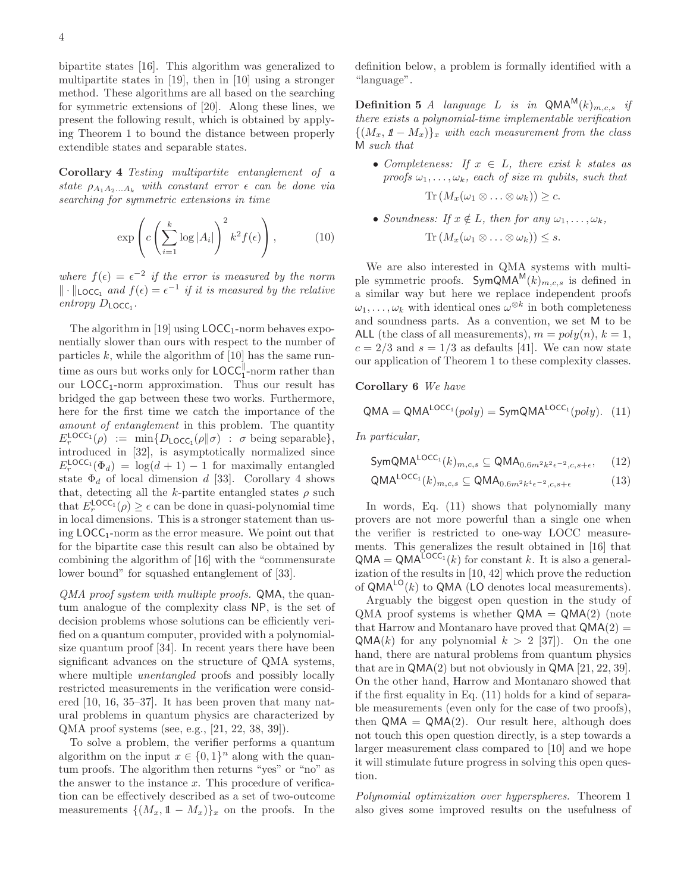bipartite states [16]. This algorithm was generalized to multipartite states in [19], then in [10] using a stronger method. These algorithms are all based on the searching for symmetric extensions of [20]. Along these lines, we present the following result, which is obtained by applying Theorem 1 to bound the distance between properly extendible states and separable states.

**Corollary 4** *Testing multipartite entanglement of a state $\rho_{A_1 A_2 \ldots A_k}$ with constant error $\epsilon$ can be done via searching for symmetric extensions in time*

$$\exp\left(c\left(\sum_{i=1}^{k}\log|A_i|\right)^2 k^2 f(\epsilon)\right), \tag{10}$$

*where $f(\epsilon) = \epsilon^{-2}$ if the error is measured by the norm $\|\cdot\|_{\mathsf{LOCC}_1}$ and $f(\epsilon) = \epsilon^{-1}$ if it is measured by the relative entropy $D_{\mathsf{LOCC}_1}$.*

The algorithm in [19] using $\mathsf{LOCC}_1$-norm behaves exponentially slower than ours with respect to the number of particles $k$, while the algorithm of [10] has the same runtime as ours but works only for $\mathsf{LOCC}_1^{\|}$-norm rather than our $\mathsf{LOCC}_1$-norm approximation. Thus our result has bridged the gap between these two works. Furthermore, here for the first time we catch the importance of the *amount of entanglement* in this problem. The quantity $E_r^{\mathsf{LOCC}_1}(\rho) := \min\{D_{\mathsf{LOCC}_1}(\rho\|\sigma) : \sigma \text{ being separable}\}$, introduced in [32], is asymptotically normalized since $E_r^{\mathsf{LOCC}_1}(\Phi_d) = \log(d+1) - 1$ for maximally entangled state $\Phi_d$ of local dimension $d$ [33]. Corollary 4 shows that, detecting all the $k$-partite entangled states $\rho$ such that $E_r^{\mathsf{LOCC}_1}(\rho) \geq \epsilon$ can be done in quasi-polynomial time in local dimensions. This is a stronger statement than using $\mathsf{LOCC}_1$-norm as the error measure. We point out that for the bipartite case this result can also be obtained by combining the algorithm of [16] with the "commensurate lower bound" for squashed entanglement of [33].

*QMA proof system with multiple proofs.* $\mathsf{QMA}$, the quantum analogue of the complexity class $\mathsf{NP}$, is the set of decision problems whose solutions can be efficiently verified on a quantum computer, provided with a polynomial-size quantum proof [34]. In recent years there have been significant advances on the structure of QMA systems, where multiple *unentangled* proofs and possibly locally restricted measurements in the verification were considered [10, 16, 35–37]. It has been proven that many natural problems in quantum physics are characterized by QMA proof systems (see, e.g., [21, 22, 38, 39]).

To solve a problem, the verifier performs a quantum algorithm on the input $x \in \{0,1\}^n$ along with the quantum proofs. The algorithm then returns "yes" or "no" as the answer to the instance $x$. This procedure of verification can be effectively described as a set of two-outcome measurements $\{(M_x, \mathbb{1} - M_x)\}_x$ on the proofs. In the definition below, a problem is formally identified with a "language".

**Definition 5** *A language $L$ is in $\mathsf{QMA}^{\mathsf{M}}(k)_{m,c,s}$ if there exists a polynomial-time implementable verification $\{(M_x, \mathbb{1} - M_x)\}_x$ with each measurement from the class $\mathsf{M}$ such that*

- *Completeness: If $x \in L$, there exist $k$ states as proofs $\omega_1, \ldots, \omega_k$, each of size $m$ qubits, such that*

$$\mathrm{Tr}\left(M_x(\omega_1 \otimes \ldots \otimes \omega_k)\right) \geq c.$$

- *Soundness: If $x \notin L$, then for any $\omega_1, \ldots, \omega_k$,*

$$\mathrm{Tr}\left(M_x(\omega_1 \otimes \ldots \otimes \omega_k)\right) \leq s.$$

We are also interested in QMA systems with multiple symmetric proofs. $\mathsf{SymQMA}^{\mathsf{M}}(k)_{m,c,s}$ is defined in a similar way but here we replace independent proofs $\omega_1, \ldots, \omega_k$ with identical ones $\omega^{\otimes k}$ in both completeness and soundness parts. As a convention, we set $\mathsf{M}$ to be $\mathsf{ALL}$ (the class of all measurements), $m = poly(n)$, $k = 1$, $c = 2/3$ and $s = 1/3$ as defaults [41]. We can now state our application of Theorem 1 to these complexity classes.

**Corollary 6** *We have*

$$\mathsf{QMA} = \mathsf{QMA}^{\mathsf{LOCC}_1}(poly) = \mathsf{SymQMA}^{\mathsf{LOCC}_1}(poly). \tag{11}$$

*In particular,*

$$\mathsf{SymQMA}^{\mathsf{LOCC}_1}(k)_{m,c,s} \subseteq \mathsf{QMA}_{0.6m^2k^2\epsilon^{-2},c,s+\epsilon}, \tag{12}$$

$$\mathsf{QMA}^{\mathsf{LOCC}_1}(k)_{m,c,s} \subseteq \mathsf{QMA}_{0.6m^2k^4\epsilon^{-2},c,s+\epsilon} \tag{13}$$

In words, Eq. (11) shows that polynomially many provers are not more powerful than a single one when the verifier is restricted to one-way LOCC measurements. This generalizes the result obtained in [16] that $\mathsf{QMA} = \mathsf{QMA}^{\mathsf{LOCC}_1}(k)$ for constant $k$. It is also a generalization of the results in [10, 42] which prove the reduction of $\mathsf{QMA}^{\mathsf{LO}}(k)$ to $\mathsf{QMA}$ ($\mathsf{LO}$ denotes local measurements).

Arguably the biggest open question in the study of QMA proof systems is whether $\mathsf{QMA} = \mathsf{QMA}(2)$ (note that Harrow and Montanaro have proved that $\mathsf{QMA}(2) = \mathsf{QMA}(k)$ for any polynomial $k > 2$ [37]). On the one hand, there are natural problems from quantum physics that are in $\mathsf{QMA}(2)$ but not obviously in $\mathsf{QMA}$ [21, 22, 39]. On the other hand, Harrow and Montanaro showed that if the first equality in Eq. (11) holds for a kind of separable measurements (even only for the case of two proofs), then $\mathsf{QMA} = \mathsf{QMA}(2)$. Our result here, although does not touch this open question directly, is a step towards a larger measurement class compared to [10] and we hope it will stimulate future progress in solving this open question.

*Polynomial optimization over hyperspheres.* Theorem 1 also gives some improved results on the usefulness of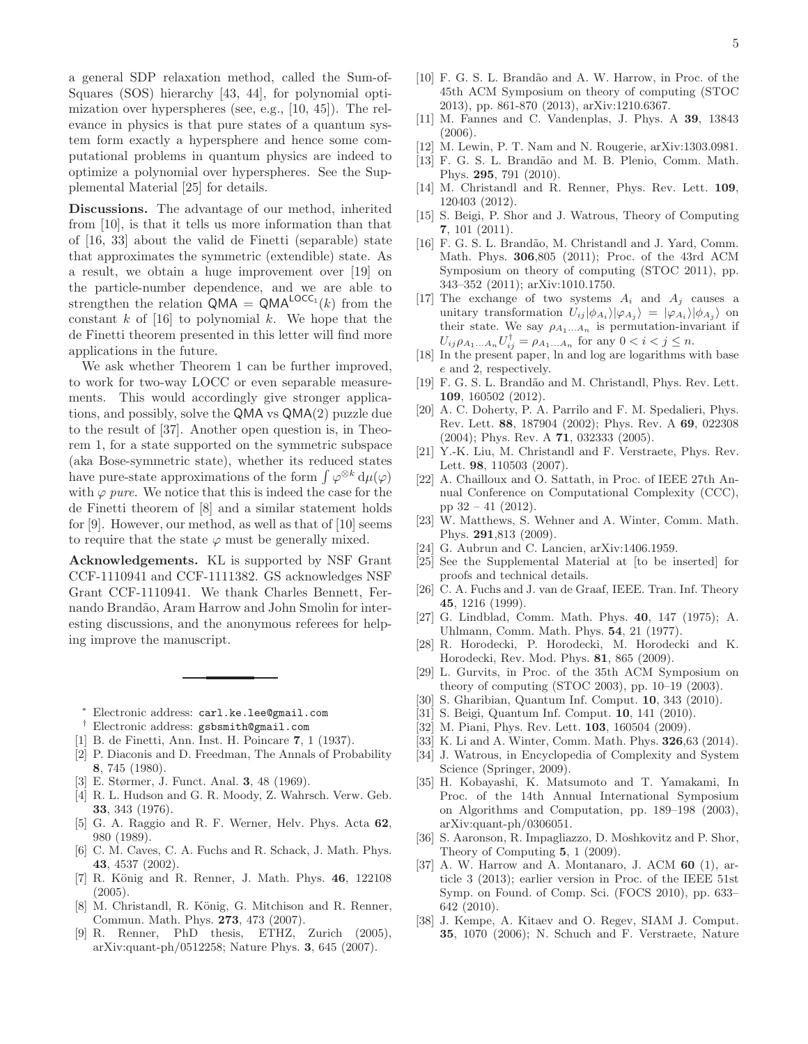a general SDP relaxation method, called the Sum-of-Squares (SOS) hierarchy [43, 44], for polynomial optimization over hyperspheres (see, e.g., [10, 45]). The relevance in physics is that pure states of a quantum system form exactly a hypersphere and hence some computational problems in quantum physics are indeed to optimize a polynomial over hyperspheres. See the Supplemental Material [25] for details.

**Discussions.** The advantage of our method, inherited from [10], is that it tells us more information than that of [16, 33] about the valid de Finetti (separable) state that approximates the symmetric (extendible) state. As a result, we obtain a huge improvement over [19] on the particle-number dependence, and we are able to strengthen the relation $\mathsf{QMA} = \mathsf{QMA}^{\mathsf{LOCC}_1}(k)$ from the constant $k$ of [16] to polynomial $k$. We hope that the de Finetti theorem presented in this letter will find more applications in the future.

We ask whether Theorem 1 can be further improved, to work for two-way LOCC or even separable measurements. This would accordingly give stronger applications, and possibly, solve the $\mathsf{QMA}$ vs $\mathsf{QMA}(2)$ puzzle due to the result of [37]. Another open question is, in Theorem 1, for a state supported on the symmetric subspace (aka Bose-symmetric state), whether its reduced states have pure-state approximations of the form $\int \varphi^{\otimes k}\, \mathrm{d}\mu(\varphi)$ with $\varphi$ *pure*. We notice that this is indeed the case for the de Finetti theorem of [8] and a similar statement holds for [9]. However, our method, as well as that of [10] seems to require that the state $\varphi$ must be generally mixed.

**Acknowledgements.** KL is supported by NSF Grant CCF-1110941 and CCF-1111382. GS acknowledges NSF Grant CCF-1110941. We thank Charles Bennett, Fernando Brandão, Aram Harrow and John Smolin for interesting discussions, and the anonymous referees for helping improve the manuscript.

---

* Electronic address: carl.ke.lee@gmail.com

† Electronic address: gsbsmith@gmail.com

[1] B. de Finetti, Ann. Inst. H. Poincare **7**, 1 (1937).

[2] P. Diaconis and D. Freedman, The Annals of Probability **8**, 745 (1980).

[3] E. Størmer, J. Funct. Anal. **3**, 48 (1969).

[4] R. L. Hudson and G. R. Moody, Z. Wahrsch. Verw. Geb. **33**, 343 (1976).

[5] G. A. Raggio and R. F. Werner, Helv. Phys. Acta **62**, 980 (1989).

[6] C. M. Caves, C. A. Fuchs and R. Schack, J. Math. Phys. **43**, 4537 (2002).

[7] R. König and R. Renner, J. Math. Phys. **46**, 122108 (2005).

[8] M. Christandl, R. König, G. Mitchison and R. Renner, Commun. Math. Phys. **273**, 473 (2007).

[9] R. Renner, PhD thesis, ETHZ, Zurich (2005), arXiv:quant-ph/0512258; Nature Phys. **3**, 645 (2007).

[10] F. G. S. L. Brandão and A. W. Harrow, in Proc. of the 45th ACM Symposium on theory of computing (STOC 2013), pp. 861-870 (2013), arXiv:1210.6367.

[11] M. Fannes and C. Vandenplas, J. Phys. A **39**, 13843 (2006).

[12] M. Lewin, P. T. Nam and N. Rougerie, arXiv:1303.0981.

[13] F. G. S. L. Brandão and M. B. Plenio, Comm. Math. Phys. **295**, 791 (2010).

[14] M. Christandl and R. Renner, Phys. Rev. Lett. **109**, 120403 (2012).

[15] S. Beigi, P. Shor and J. Watrous, Theory of Computing **7**, 101 (2011).

[16] F. G. S. L. Brandão, M. Christandl and J. Yard, Comm. Math. Phys. **306**,805 (2011); Proc. of the 43rd ACM Symposium on theory of computing (STOC 2011), pp. 343–352 (2011); arXiv:1010.1750.

[17] The exchange of two systems $A_i$ and $A_j$ causes a unitary transformation $U_{ij}|\phi_{A_i}\rangle|\varphi_{A_j}\rangle = |\varphi_{A_i}\rangle|\phi_{A_j}\rangle$ on their state. We say $\rho_{A_1\dots A_n}$ is permutation-invariant if $U_{ij}\rho_{A_1\dots A_n}U_{ij}^\dagger = \rho_{A_1\dots A_n}$ for any $0 < i < j \leq n$.

[18] In the present paper, ln and log are logarithms with base $e$ and 2, respectively.

[19] F. G. S. L. Brandão and M. Christandl, Phys. Rev. Lett. **109**, 160502 (2012).

[20] A. C. Doherty, P. A. Parrilo and F. M. Spedalieri, Phys. Rev. Lett. **88**, 187904 (2002); Phys. Rev. A **69**, 022308 (2004); Phys. Rev. A **71**, 032333 (2005).

[21] Y.-K. Liu, M. Christandl and F. Verstraete, Phys. Rev. Lett. **98**, 110503 (2007).

[22] A. Chailloux and O. Sattath, in Proc. of IEEE 27th Annual Conference on Computational Complexity (CCC), pp 32 – 41 (2012).

[23] W. Matthews, S. Wehner and A. Winter, Comm. Math. Phys. **291**,813 (2009).

[24] G. Aubrun and C. Lancien, arXiv:1406.1959.

[25] See the Supplemental Material at [to be inserted] for proofs and technical details.

[26] C. A. Fuchs and J. van de Graaf, IEEE. Tran. Inf. Theory **45**, 1216 (1999).

[27] G. Lindblad, Comm. Math. Phys. **40**, 147 (1975); A. Uhlmann, Comm. Math. Phys. **54**, 21 (1977).

[28] R. Horodecki, P. Horodecki, M. Horodecki and K. Horodecki, Rev. Mod. Phys. **81**, 865 (2009).

[29] L. Gurvits, in Proc. of the 35th ACM Symposium on theory of computing (STOC 2003), pp. 10–19 (2003).

[30] S. Gharibian, Quantum Inf. Comput. **10**, 343 (2010).

[31] S. Beigi, Quantum Inf. Comput. **10**, 141 (2010).

[32] M. Piani, Phys. Rev. Lett. **103**, 160504 (2009).

[33] K. Li and A. Winter, Comm. Math. Phys. **326**,63 (2014).

[34] J. Watrous, in Encyclopedia of Complexity and System Science (Springer, 2009).

[35] H. Kobayashi, K. Matsumoto and T. Yamakami, In Proc. of the 14th Annual International Symposium on Algorithms and Computation, pp. 189–198 (2003), arXiv:quant-ph/0306051.

[36] S. Aaronson, R. Impagliazzo, D. Moshkovitz and P. Shor, Theory of Computing **5**, 1 (2009).

[37] A. W. Harrow and A. Montanaro, J. ACM **60** (1), article 3 (2013); earlier version in Proc. of the IEEE 51st Symp. on Found. of Comp. Sci. (FOCS 2010), pp. 633–642 (2010).

[38] J. Kempe, A. Kitaev and O. Regev, SIAM J. Comput. **35**, 1070 (2006); N. Schuch and F. Verstraete, Nature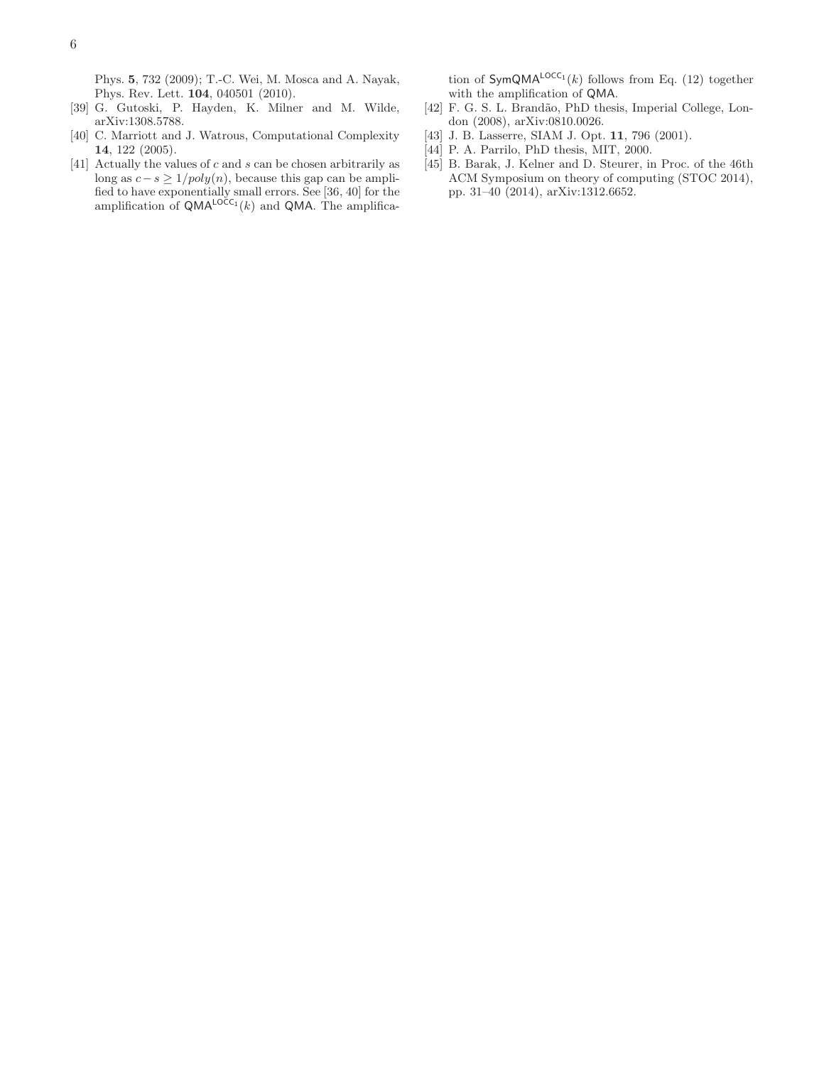Phys. **5**, 732 (2009); T.-C. Wei, M. Mosca and A. Nayak, Phys. Rev. Lett. **104**, 040501 (2010).

[39] G. Gutoski, P. Hayden, K. Milner and M. Wilde, arXiv:1308.5788.

[40] C. Marriott and J. Watrous, Computational Complexity **14**, 122 (2005).

[41] Actually the values of $c$ and $s$ can be chosen arbitrarily as long as $c - s \geq 1/poly(n)$, because this gap can be amplified to have exponentially small errors. See [36, 40] for the amplification of $\mathsf{QMA}^{\mathsf{LOCC_1}}(k)$ and $\mathsf{QMA}$. The amplification of $\mathsf{SymQMA}^{\mathsf{LOCC_1}}(k)$ follows from Eq. (12) together with the amplification of $\mathsf{QMA}$.

[42] F. G. S. L. Brandão, PhD thesis, Imperial College, London (2008), arXiv:0810.0026.

[43] J. B. Lasserre, SIAM J. Opt. **11**, 796 (2001).

[44] P. A. Parrilo, PhD thesis, MIT, 2000.

[45] B. Barak, J. Kelner and D. Steurer, in Proc. of the 46th ACM Symposium on theory of computing (STOC 2014), pp. 31–40 (2014), arXiv:1312.6652.